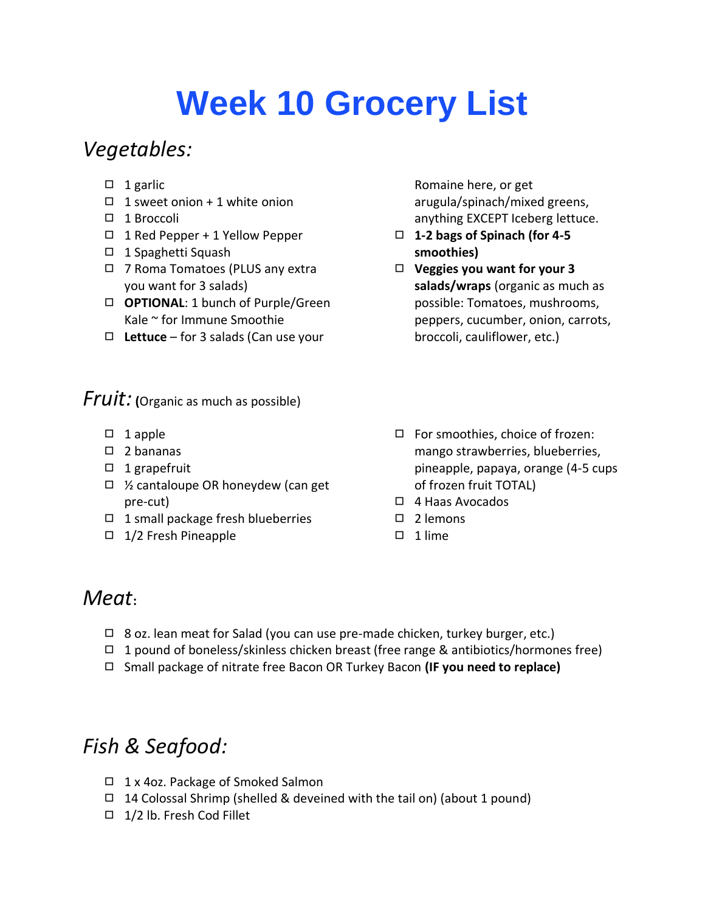# Week 10 Grocery List

## *Vegetables:*

- ☐ 1 garlic
- ☐ 1 sweet onion + 1 white onion
- ☐ 1 Broccoli
- ☐ 1 Red Pepper + 1 Yellow Pepper
- ☐ 1 Spaghetti Squash
- ☐ 7 Roma Tomatoes (PLUS any extra you want for 3 salads)
- ☐ **OPTIONAL**: 1 bunch of Purple/Green Kale ~ for Immune Smoothie
- ☐ **Lettuce** – for 3 salads (Can use your Romaine here, or get arugula/spinach/mixed greens, anything EXCEPT Iceberg lettuce.
- ☐ **1-2 bags of Spinach (for 4-5 smoothies)**
- ☐ **Veggies you want for your 3 salads/wraps** (organic as much as possible: Tomatoes, mushrooms, peppers, cucumber, onion, carrots, broccoli, cauliflower, etc.)

## *Fruit:* (Organic as much as possible)

- ☐ 1 apple
- ☐ 2 bananas
- ☐ 1 grapefruit
- ☐ ½ cantaloupe OR honeydew (can get pre-cut)
- ☐ 1 small package fresh blueberries
- ☐ 1/2 Fresh Pineapple
- ☐ For smoothies, choice of frozen: mango strawberries, blueberries, pineapple, papaya, orange (4-5 cups of frozen fruit TOTAL)
- ☐ 4 Haas Avocados
- ☐ 2 lemons
- ☐ 1 lime

## *Meat*:

- ☐ 8 oz. lean meat for Salad (you can use pre-made chicken, turkey burger, etc.)
- ☐ 1 pound of boneless/skinless chicken breast (free range & antibiotics/hormones free)
- ☐ Small package of nitrate free Bacon OR Turkey Bacon **(IF you need to replace)**

## *Fish & Seafood:*

- ☐ 1 x 4oz. Package of Smoked Salmon
- ☐ 14 Colossal Shrimp (shelled & deveined with the tail on) (about 1 pound)
- ☐ 1/2 lb. Fresh Cod Fillet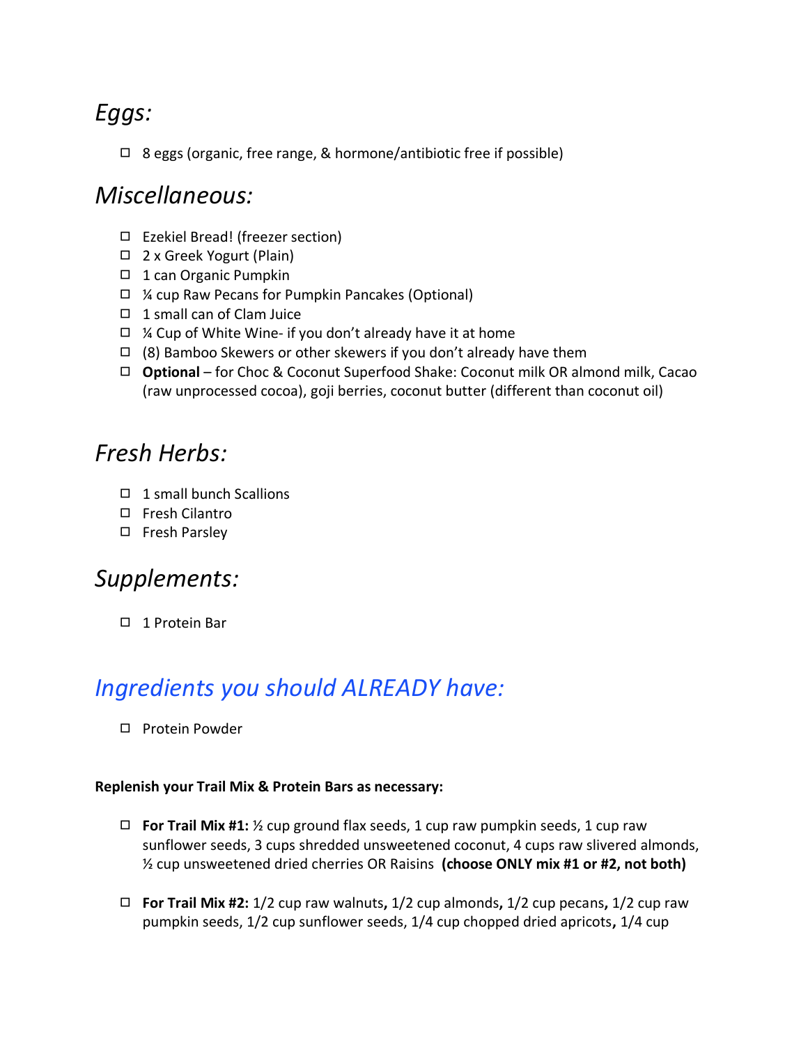## *Eggs:*

- ☐ 8 eggs (organic, free range, & hormone/antibiotic free if possible)

## *Miscellaneous:*

- ☐ Ezekiel Bread! (freezer section)
- ☐ 2 x Greek Yogurt (Plain)
- ☐ 1 can Organic Pumpkin
- ☐ ¼ cup Raw Pecans for Pumpkin Pancakes (Optional)
- ☐ 1 small can of Clam Juice
- ☐ ¼ Cup of White Wine- if you don't already have it at home
- ☐ (8) Bamboo Skewers or other skewers if you don't already have them
- ☐ **Optional** – for Choc & Coconut Superfood Shake: Coconut milk OR almond milk, Cacao (raw unprocessed cocoa), goji berries, coconut butter (different than coconut oil)

## *Fresh Herbs:*

- ☐ 1 small bunch Scallions
- ☐ Fresh Cilantro
- ☐ Fresh Parsley

## *Supplements:*

- ☐ 1 Protein Bar

## *Ingredients you should ALREADY have:*

- ☐ Protein Powder

**Replenish your Trail Mix & Protein Bars as necessary:**

- ☐ **For Trail Mix #1:** ½ cup ground flax seeds, 1 cup raw pumpkin seeds, 1 cup raw sunflower seeds, 3 cups shredded unsweetened coconut, 4 cups raw slivered almonds, ½ cup unsweetened dried cherries OR Raisins **(choose ONLY mix #1 or #2, not both)**

- ☐ **For Trail Mix #2:** 1/2 cup raw walnuts**,** 1/2 cup almonds**,** 1/2 cup pecans**,** 1/2 cup raw pumpkin seeds, 1/2 cup sunflower seeds, 1/4 cup chopped dried apricots**,** 1/4 cup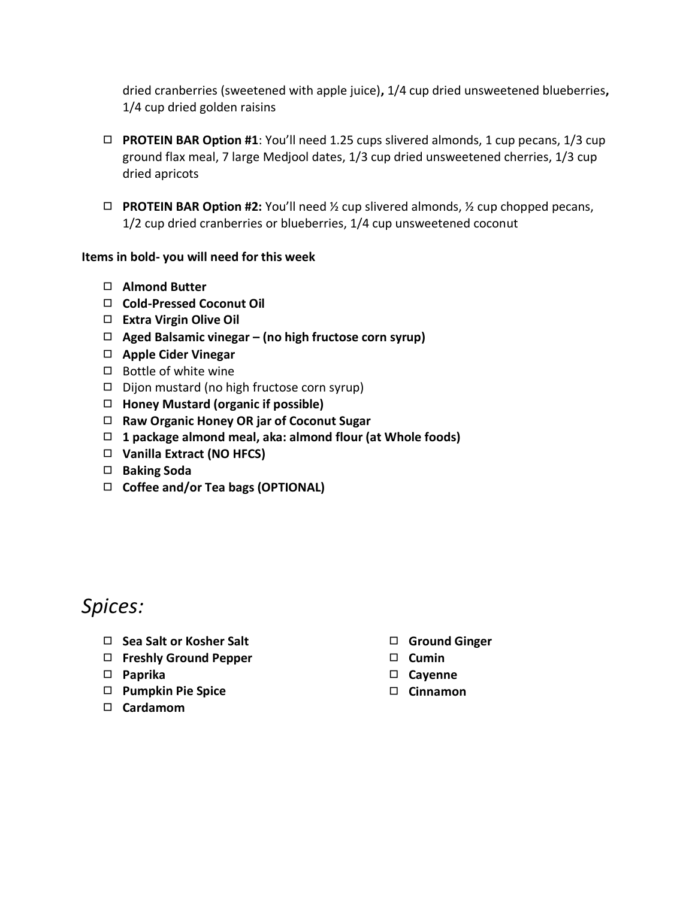dried cranberries (sweetened with apple juice)**,** 1/4 cup dried unsweetened blueberries**,** 1/4 cup dried golden raisins

- ☐ **PROTEIN BAR Option #1**: You'll need 1.25 cups slivered almonds, 1 cup pecans, 1/3 cup ground flax meal, 7 large Medjool dates, 1/3 cup dried unsweetened cherries, 1/3 cup dried apricots

- ☐ **PROTEIN BAR Option #2:** You'll need ½ cup slivered almonds, ½ cup chopped pecans, 1/2 cup dried cranberries or blueberries, 1/4 cup unsweetened coconut

**Items in bold- you will need for this week**

- ☐ **Almond Butter**
- ☐ **Cold-Pressed Coconut Oil**
- ☐ **Extra Virgin Olive Oil**
- ☐ **Aged Balsamic vinegar – (no high fructose corn syrup)**
- ☐ **Apple Cider Vinegar**
- ☐ Bottle of white wine
- ☐ Dijon mustard (no high fructose corn syrup)
- ☐ **Honey Mustard (organic if possible)**
- ☐ **Raw Organic Honey OR jar of Coconut Sugar**
- ☐ **1 package almond meal, aka: almond flour (at Whole foods)**
- ☐ **Vanilla Extract (NO HFCS)**
- ☐ **Baking Soda**
- ☐ **Coffee and/or Tea bags (OPTIONAL)**

## *Spices:*

- ☐ **Sea Salt or Kosher Salt**
- ☐ **Freshly Ground Pepper**
- ☐ **Paprika**
- ☐ **Pumpkin Pie Spice**
- ☐ **Cardamom**
- ☐ **Ground Ginger**
- ☐ **Cumin**
- ☐ **Cayenne**
- ☐ **Cinnamon**